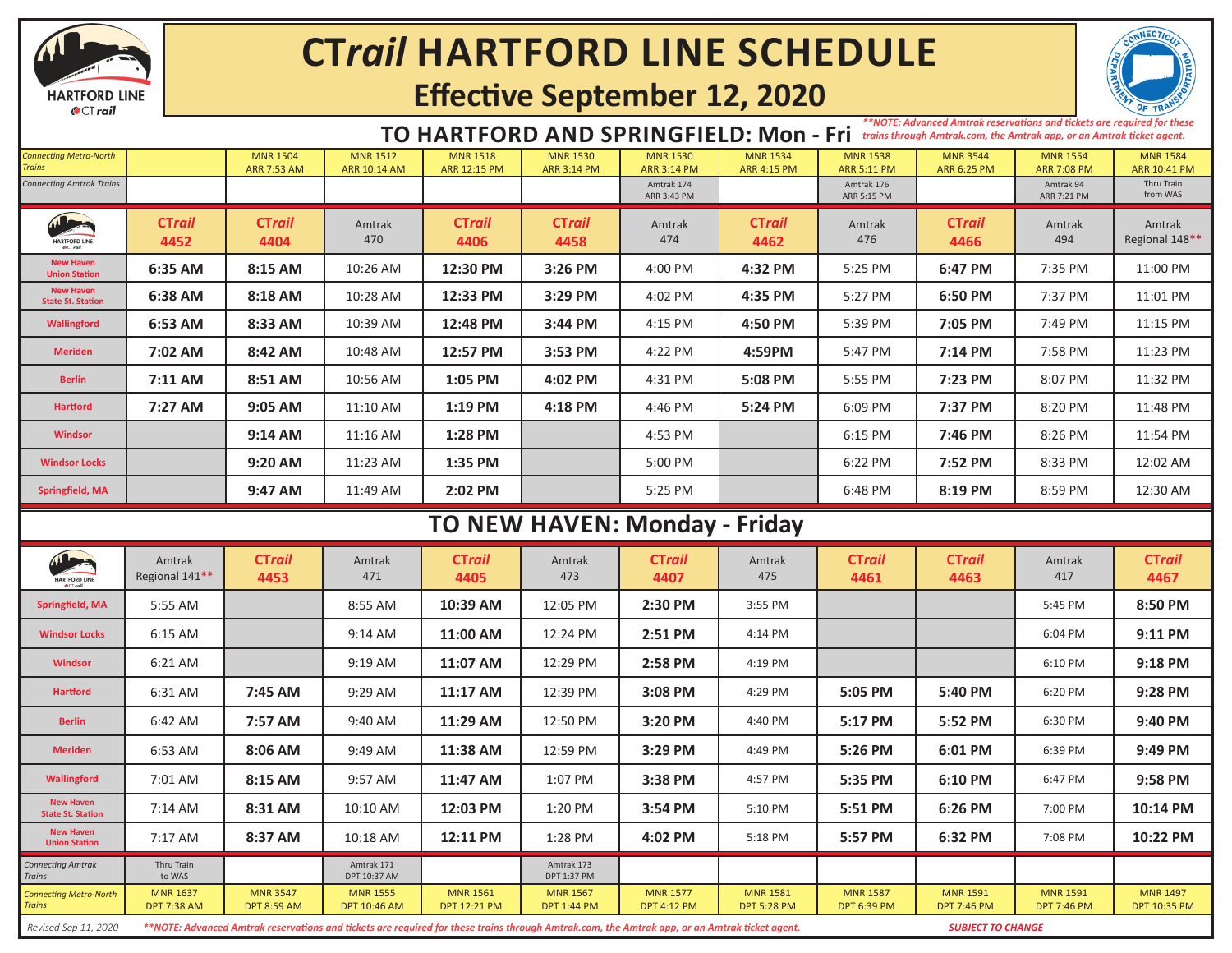# CTrail HARTFORD LINE SCHEDULE

## Effective September 12, 2020

## TO HARTFORD AND SPRINGFIELD: Mon - Fri

*\*\*NOTE: Advanced Amtrak reservations and tickets are required for these trains through Amtrak.com, the Amtrak app, or an Amtrak ticket agent.*

| | | | | | | | | | | | |
|---|---|---|---|---|---|---|---|---|---|---|---|
| *Connecting Metro-North Trains* | | MNR 1504 ARR 7:53 AM | MNR 1512 ARR 10:14 AM | MNR 1518 ARR 12:15 PM | MNR 1530 ARR 3:14 PM | MNR 1530 ARR 3:14 PM | MNR 1534 ARR 4:15 PM | MNR 1538 ARR 5:11 PM | MNR 3544 ARR 6:25 PM | MNR 1554 ARR 7:08 PM | MNR 1584 ARR 10:41 PM |
| *Connecting Amtrak Trains* | | | | | | Amtrak 174 ARR 3:43 PM | | Amtrak 176 ARR 5:15 PM | | Amtrak 94 ARR 7:21 PM | Thru Train from WAS |
| | **CTrail 4452** | **CTrail 4404** | Amtrak 470 | **CTrail 4406** | **CTrail 4458** | Amtrak 474 | **CTrail 4462** | Amtrak 476 | **CTrail 4466** | Amtrak 494 | Amtrak Regional 148** |
| New Haven Union Station | **6:35 AM** | **8:15 AM** | 10:26 AM | **12:30 PM** | **3:26 PM** | 4:00 PM | **4:32 PM** | 5:25 PM | **6:47 PM** | 7:35 PM | 11:00 PM |
| New Haven State St. Station | **6:38 AM** | **8:18 AM** | 10:28 AM | **12:33 PM** | **3:29 PM** | 4:02 PM | **4:35 PM** | 5:27 PM | **6:50 PM** | 7:37 PM | 11:01 PM |
| Wallingford | **6:53 AM** | **8:33 AM** | 10:39 AM | **12:48 PM** | **3:44 PM** | 4:15 PM | **4:50 PM** | 5:39 PM | **7:05 PM** | 7:49 PM | 11:15 PM |
| Meriden | **7:02 AM** | **8:42 AM** | 10:48 AM | **12:57 PM** | **3:53 PM** | 4:22 PM | **4:59PM** | 5:47 PM | **7:14 PM** | 7:58 PM | 11:23 PM |
| Berlin | **7:11 AM** | **8:51 AM** | 10:56 AM | **1:05 PM** | **4:02 PM** | 4:31 PM | **5:08 PM** | 5:55 PM | **7:23 PM** | 8:07 PM | 11:32 PM |
| Hartford | **7:27 AM** | **9:05 AM** | 11:10 AM | **1:19 PM** | **4:18 PM** | 4:46 PM | **5:24 PM** | 6:09 PM | **7:37 PM** | 8:20 PM | 11:48 PM |
| Windsor | | **9:14 AM** | 11:16 AM | **1:28 PM** | | 4:53 PM | | 6:15 PM | **7:46 PM** | 8:26 PM | 11:54 PM |
| Windsor Locks | | **9:20 AM** | 11:23 AM | **1:35 PM** | | 5:00 PM | | 6:22 PM | **7:52 PM** | 8:33 PM | 12:02 AM |
| Springfield, MA | | **9:47 AM** | 11:49 AM | **2:02 PM** | | 5:25 PM | | 6:48 PM | **8:19 PM** | 8:59 PM | 12:30 AM |

## TO NEW HAVEN: Monday - Friday

| | Amtrak Regional 141** | **CTrail 4453** | Amtrak 471 | **CTrail 4405** | Amtrak 473 | **CTrail 4407** | Amtrak 475 | **CTrail 4461** | **CTrail 4463** | Amtrak 417 | **CTrail 4467** |
|---|---|---|---|---|---|---|---|---|---|---|---|
| Springfield, MA | 5:55 AM | | 8:55 AM | **10:39 AM** | 12:05 PM | **2:30 PM** | 3:55 PM | | | 5:45 PM | **8:50 PM** |
| Windsor Locks | 6:15 AM | | 9:14 AM | **11:00 AM** | 12:24 PM | **2:51 PM** | 4:14 PM | | | 6:04 PM | **9:11 PM** |
| Windsor | 6:21 AM | | 9:19 AM | **11:07 AM** | 12:29 PM | **2:58 PM** | 4:19 PM | | | 6:10 PM | **9:18 PM** |
| Hartford | 6:31 AM | **7:45 AM** | 9:29 AM | **11:17 AM** | 12:39 PM | **3:08 PM** | 4:29 PM | **5:05 PM** | **5:40 PM** | 6:20 PM | **9:28 PM** |
| Berlin | 6:42 AM | **7:57 AM** | 9:40 AM | **11:29 AM** | 12:50 PM | **3:20 PM** | 4:40 PM | **5:17 PM** | **5:52 PM** | 6:30 PM | **9:40 PM** |
| Meriden | 6:53 AM | **8:06 AM** | 9:49 AM | **11:38 AM** | 12:59 PM | **3:29 PM** | 4:49 PM | **5:26 PM** | **6:01 PM** | 6:39 PM | **9:49 PM** |
| Wallingford | 7:01 AM | **8:15 AM** | 9:57 AM | **11:47 AM** | 1:07 PM | **3:38 PM** | 4:57 PM | **5:35 PM** | **6:10 PM** | 6:47 PM | **9:58 PM** |
| New Haven State St. Station | 7:14 AM | **8:31 AM** | 10:10 AM | **12:03 PM** | 1:20 PM | **3:54 PM** | 5:10 PM | **5:51 PM** | **6:26 PM** | 7:00 PM | **10:14 PM** |
| New Haven Union Station | 7:17 AM | **8:37 AM** | 10:18 AM | **12:11 PM** | 1:28 PM | **4:02 PM** | 5:18 PM | **5:57 PM** | **6:32 PM** | 7:08 PM | **10:22 PM** |
| *Connecting Amtrak Trains* | Thru Train to WAS | | Amtrak 171 DPT 10:37 AM | | Amtrak 173 DPT 1:37 PM | | | | | | |
| *Connecting Metro-North Trains* | MNR 1637 DPT 7:38 AM | MNR 3547 DPT 8:59 AM | MNR 1555 DPT 10:46 AM | MNR 1561 DPT 12:21 PM | MNR 1567 DPT 1:44 PM | MNR 1577 DPT 4:12 PM | MNR 1581 DPT 5:28 PM | MNR 1587 DPT 6:39 PM | MNR 1591 DPT 7:46 PM | MNR 1591 DPT 7:46 PM | MNR 1497 DPT 10:35 PM |

*Revised Sep 11, 2020*

***\*\*NOTE: Advanced Amtrak reservations and tickets are required for these trains through Amtrak.com, the Amtrak app, or an Amtrak ticket agent.***

***SUBJECT TO CHANGE***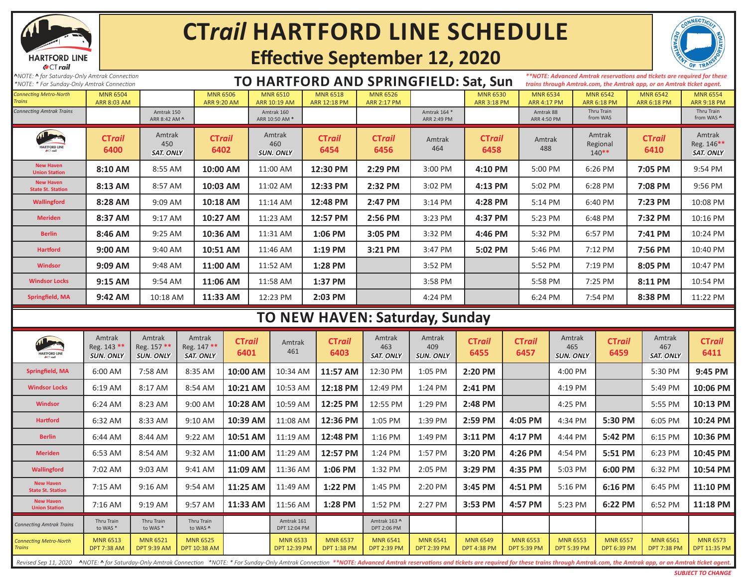# CTrail HARTFORD LINE SCHEDULE

## Effective September 12, 2020

^NOTE: ^ for Saturday-Only Amtrak Connection
*NOTE: * For Sunday-Only Amtrak Connection

**NOTE: Advanced Amtrak reservations and tickets are required for these trains through Amtrak.com, the Amtrak app, or an Amtrak ticket agent.

## TO HARTFORD AND SPRINGFIELD: Sat, Sun

| | | | | | | | | | | | | |
|---|---|---|---|---|---|---|---|---|---|---|---|---|
| *Connecting Metro-North Trains* | MNR 6504 ARR 8:03 AM | | MNR 6506 ARR 9:20 AM | MNR 6510 ARR 10:19 AM | MNR 6518 ARR 12:18 PM | MNR 6526 ARR 2:17 PM | | MNR 6530 ARR 3:18 PM | MNR 6534 ARR 4:17 PM | MNR 6542 ARR 6:18 PM | MNR 6542 ARR 6:18 PM | MNR 6554 ARR 9:18 PM |
| *Connecting Amtrak Trains* | | Amtrak 150 ARR 8:42 AM ^ | | Amtrak 160 ARR 10:50 AM * | | | Amtrak 164 * ARR 2:49 PM | | Amtrak 88 ARR 4:50 PM | Thru Train from WAS | | Thru Train from WAS ^ |
| | **CTrail 6400** | Amtrak 450 ***SAT. ONLY*** | **CTrail 6402** | Amtrak 460 ***SUN. ONLY*** | **CTrail 6454** | **CTrail 6456** | Amtrak 464 | **CTrail 6458** | Amtrak 488 | Amtrak Regional 140** | **CTrail 6410** | Amtrak Reg. 146** ***SAT. ONLY*** |
| New Haven Union Station | **8:10 AM** | 8:55 AM | **10:00 AM** | 11:00 AM | **12:30 PM** | **2:29 PM** | 3:00 PM | **4:10 PM** | 5:00 PM | 6:26 PM | **7:05 PM** | 9:54 PM |
| New Haven State St. Station | **8:13 AM** | 8:57 AM | **10:03 AM** | 11:02 AM | **12:33 PM** | **2:32 PM** | 3:02 PM | **4:13 PM** | 5:02 PM | 6:28 PM | **7:08 PM** | 9:56 PM |
| Wallingford | **8:28 AM** | 9:09 AM | **10:18 AM** | 11:14 AM | **12:48 PM** | **2:47 PM** | 3:14 PM | **4:28 PM** | 5:14 PM | 6:40 PM | **7:23 PM** | 10:08 PM |
| Meriden | **8:37 AM** | 9:17 AM | **10:27 AM** | 11:23 AM | **12:57 PM** | **2:56 PM** | 3:23 PM | **4:37 PM** | 5:23 PM | 6:48 PM | **7:32 PM** | 10:16 PM |
| Berlin | **8:46 AM** | 9:25 AM | **10:36 AM** | 11:31 AM | **1:06 PM** | **3:05 PM** | 3:32 PM | **4:46 PM** | 5:32 PM | 6:57 PM | **7:41 PM** | 10:24 PM |
| Hartford | **9:00 AM** | 9:40 AM | **10:51 AM** | 11:46 AM | **1:19 PM** | **3:21 PM** | 3:47 PM | **5:02 PM** | 5:46 PM | 7:12 PM | **7:56 PM** | 10:40 PM |
| Windsor | **9:09 AM** | 9:48 AM | **11:00 AM** | 11:52 AM | **1:28 PM** | | 3:52 PM | | 5:52 PM | 7:19 PM | **8:05 PM** | 10:47 PM |
| Windsor Locks | **9:15 AM** | 9:54 AM | **11:06 AM** | 11:58 AM | **1:37 PM** | | 3:58 PM | | 5:58 PM | 7:25 PM | **8:11 PM** | 10:54 PM |
| Springfield, MA | **9:42 AM** | 10:18 AM | **11:33 AM** | 12:23 PM | **2:03 PM** | | 4:24 PM | | 6:24 PM | 7:54 PM | **8:38 PM** | 11:22 PM |

## TO NEW HAVEN: Saturday, Sunday

| | | | | | | | | | | | | | | |
|---|---|---|---|---|---|---|---|---|---|---|---|---|---|---|
| | Amtrak Reg. 143 ** ***SUN. ONLY*** | Amtrak Reg. 157 ** ***SUN. ONLY*** | Amtrak Reg. 147 ** ***SAT. ONLY*** | **CTrail 6401** | Amtrak 461 | **CTrail 6403** | Amtrak 463 ***SAT. ONLY*** | Amtrak 409 ***SUN. ONLY*** | **CTrail 6455** | **CTrail 6457** | Amtrak 465 ***SUN. ONLY*** | **CTrail 6459** | Amtrak 467 ***SAT. ONLY*** | **CTrail 6411** |
| Springfield, MA | 6:00 AM | 7:58 AM | 8:35 AM | **10:00 AM** | 10:34 AM | **11:57 AM** | 12:30 PM | 1:05 PM | **2:20 PM** | | 4:00 PM | | 5:30 PM | **9:45 PM** |
| Windsor Locks | 6:19 AM | 8:17 AM | 8:54 AM | **10:21 AM** | 10:53 AM | **12:18 PM** | 12:49 PM | 1:24 PM | **2:41 PM** | | 4:19 PM | | 5:49 PM | **10:06 PM** |
| Windsor | 6:24 AM | 8:23 AM | 9:00 AM | **10:28 AM** | 10:59 AM | **12:25 PM** | 12:55 PM | 1:29 PM | **2:48 PM** | | 4:25 PM | | 5:55 PM | **10:13 PM** |
| Hartford | 6:32 AM | 8:33 AM | 9:10 AM | **10:39 AM** | 11:08 AM | **12:36 PM** | 1:05 PM | 1:39 PM | **2:59 PM** | **4:05 PM** | 4:34 PM | **5:30 PM** | 6:05 PM | **10:24 PM** |
| Berlin | 6:44 AM | 8:44 AM | 9:22 AM | **10:51 AM** | 11:19 AM | **12:48 PM** | 1:16 PM | 1:49 PM | **3:11 PM** | **4:17 PM** | 4:44 PM | **5:42 PM** | 6:15 PM | **10:36 PM** |
| Meriden | 6:53 AM | 8:54 AM | 9:32 AM | **11:00 AM** | 11:29 AM | **12:57 PM** | 1:24 PM | 1:57 PM | **3:20 PM** | **4:26 PM** | 4:54 PM | **5:51 PM** | 6:23 PM | **10:45 PM** |
| Wallingford | 7:02 AM | 9:03 AM | 9:41 AM | **11:09 AM** | 11:36 AM | **1:06 PM** | 1:32 PM | 2:05 PM | **3:29 PM** | **4:35 PM** | 5:03 PM | **6:00 PM** | 6:32 PM | **10:54 PM** |
| New Haven State St. Station | 7:15 AM | 9:16 AM | 9:54 AM | **11:25 AM** | 11:49 AM | **1:22 PM** | 1:45 PM | 2:20 PM | **3:45 PM** | **4:51 PM** | 5:16 PM | **6:16 PM** | 6:45 PM | **11:10 PM** |
| New Haven Union Station | 7:16 AM | 9:19 AM | 9:57 AM | **11:33 AM** | 11:56 AM | **1:28 PM** | 1:52 PM | 2:27 PM | **3:53 PM** | **4:57 PM** | 5:23 PM | **6:22 PM** | 6:52 PM | **11:18 PM** |
| *Connecting Amtrak Trains* | Thru Train to WAS * | Thru Train to WAS * | Thru Train to WAS ^ | | Amtrak 161 DPT 12:04 PM | | Amtrak 163 ^ DPT 2:06 PM | | | | | | | |
| *Connecting Metro-North Trains* | MNR 6513 DPT 7:38 AM | MNR 6521 DPT 9:39 AM | MNR 6525 DPT 10:38 AM | | MNR 6533 DPT 12:39 PM | MNR 6537 DPT 1:38 PM | MNR 6541 DPT 2:39 PM | MNR 6541 DPT 2:39 PM | MNR 6549 DPT 4:38 PM | MNR 6553 DPT 5:39 PM | MNR 6553 DPT 5:39 PM | MNR 6557 DPT 6:39 PM | MNR 6561 DPT 7:38 PM | MNR 6573 DPT 11:35 PM |

*Revised Sep 11, 2020* ^NOTE: ^ for Saturday-Only Amtrak Connection *NOTE: * For Sunday-Only Amtrak Connection **NOTE: Advanced Amtrak reservations and tickets are required for these trains through Amtrak.com, the Amtrak app, or an Amtrak ticket agent.

*SUBJECT TO CHANGE*